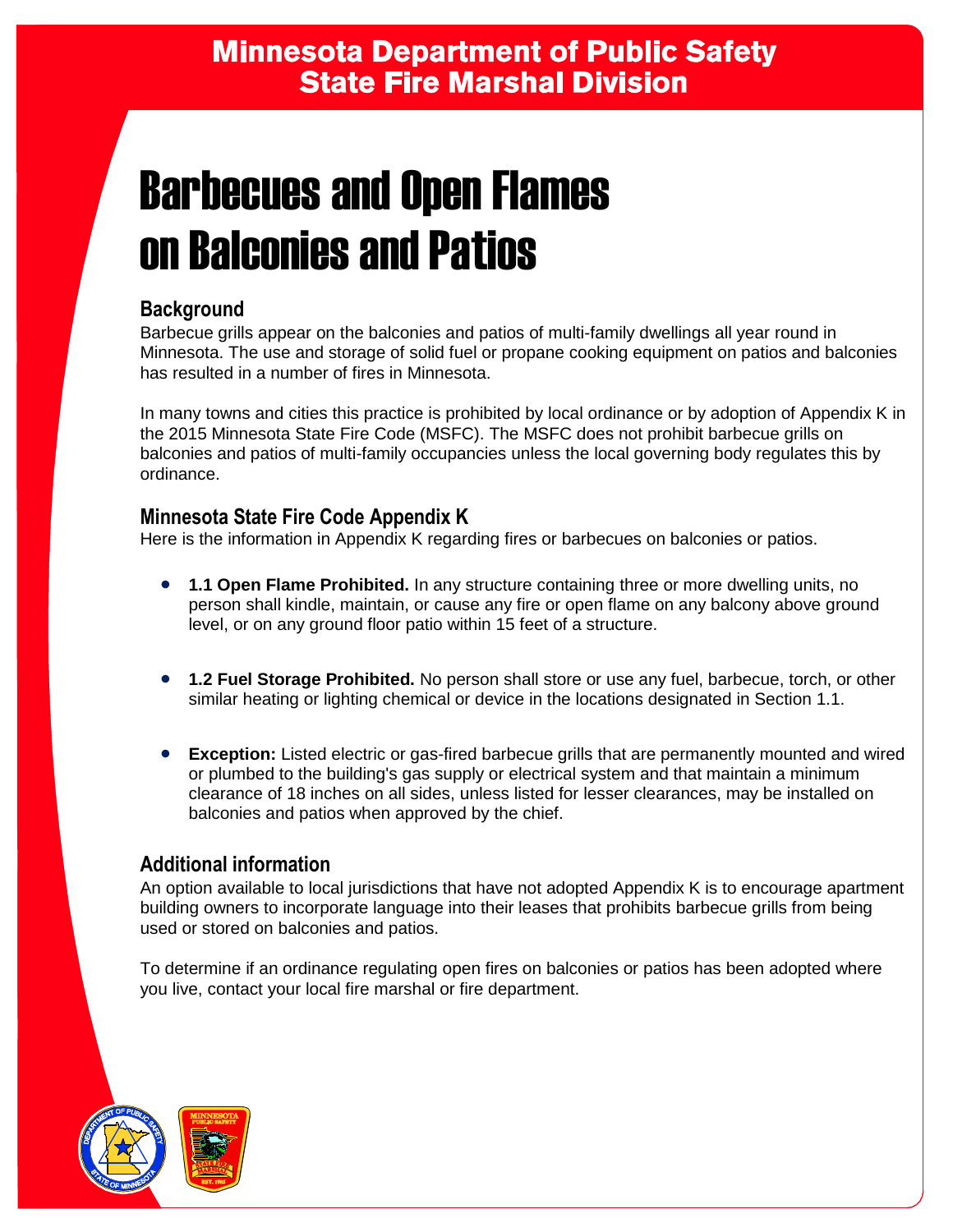Minnesota Department of Public Safety
State Fire Marshal Division

# Barbecues and Open Flames on Balconies and Patios

## Background

Barbecue grills appear on the balconies and patios of multi-family dwellings all year round in Minnesota. The use and storage of solid fuel or propane cooking equipment on patios and balconies has resulted in a number of fires in Minnesota.

In many towns and cities this practice is prohibited by local ordinance or by adoption of Appendix K in the 2015 Minnesota State Fire Code (MSFC). The MSFC does not prohibit barbecue grills on balconies and patios of multi-family occupancies unless the local governing body regulates this by ordinance.

## Minnesota State Fire Code Appendix K

Here is the information in Appendix K regarding fires or barbecues on balconies or patios.

- **1.1 Open Flame Prohibited.** In any structure containing three or more dwelling units, no person shall kindle, maintain, or cause any fire or open flame on any balcony above ground level, or on any ground floor patio within 15 feet of a structure.

- **1.2 Fuel Storage Prohibited.** No person shall store or use any fuel, barbecue, torch, or other similar heating or lighting chemical or device in the locations designated in Section 1.1.

- **Exception:** Listed electric or gas-fired barbecue grills that are permanently mounted and wired or plumbed to the building's gas supply or electrical system and that maintain a minimum clearance of 18 inches on all sides, unless listed for lesser clearances, may be installed on balconies and patios when approved by the chief.

## Additional information

An option available to local jurisdictions that have not adopted Appendix K is to encourage apartment building owners to incorporate language into their leases that prohibits barbecue grills from being used or stored on balconies and patios.

To determine if an ordinance regulating open fires on balconies or patios has been adopted where you live, contact your local fire marshal or fire department.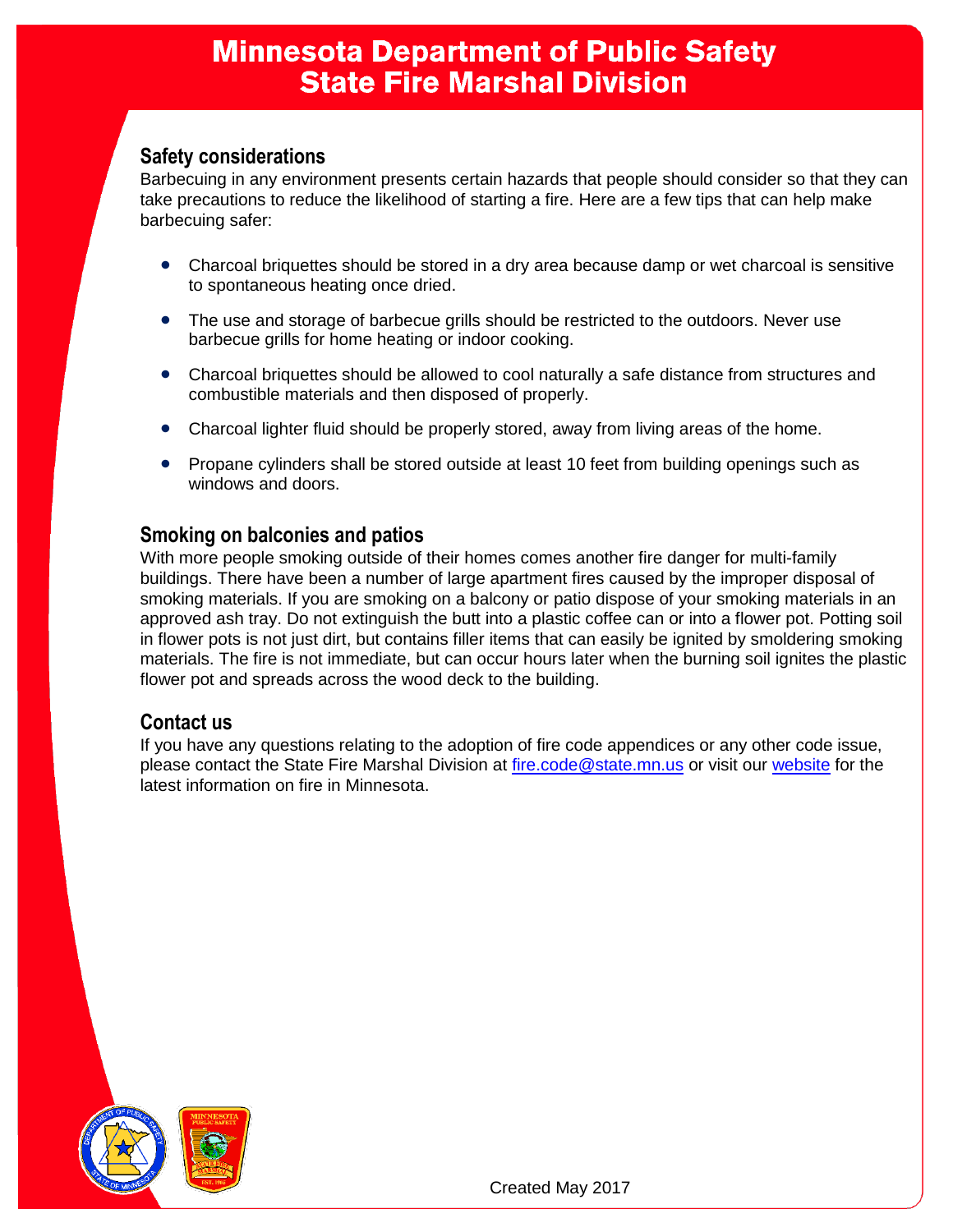# Minnesota Department of Public Safety State Fire Marshal Division

## Safety considerations

Barbecuing in any environment presents certain hazards that people should consider so that they can take precautions to reduce the likelihood of starting a fire. Here are a few tips that can help make barbecuing safer:

- Charcoal briquettes should be stored in a dry area because damp or wet charcoal is sensitive to spontaneous heating once dried.
- The use and storage of barbecue grills should be restricted to the outdoors. Never use barbecue grills for home heating or indoor cooking.
- Charcoal briquettes should be allowed to cool naturally a safe distance from structures and combustible materials and then disposed of properly.
- Charcoal lighter fluid should be properly stored, away from living areas of the home.
- Propane cylinders shall be stored outside at least 10 feet from building openings such as windows and doors.

## Smoking on balconies and patios

With more people smoking outside of their homes comes another fire danger for multi-family buildings. There have been a number of large apartment fires caused by the improper disposal of smoking materials. If you are smoking on a balcony or patio dispose of your smoking materials in an approved ash tray. Do not extinguish the butt into a plastic coffee can or into a flower pot. Potting soil in flower pots is not just dirt, but contains filler items that can easily be ignited by smoldering smoking materials. The fire is not immediate, but can occur hours later when the burning soil ignites the plastic flower pot and spreads across the wood deck to the building.

## Contact us

If you have any questions relating to the adoption of fire code appendices or any other code issue, please contact the State Fire Marshal Division at fire.code@state.mn.us or visit our website for the latest information on fire in Minnesota.

Created May 2017